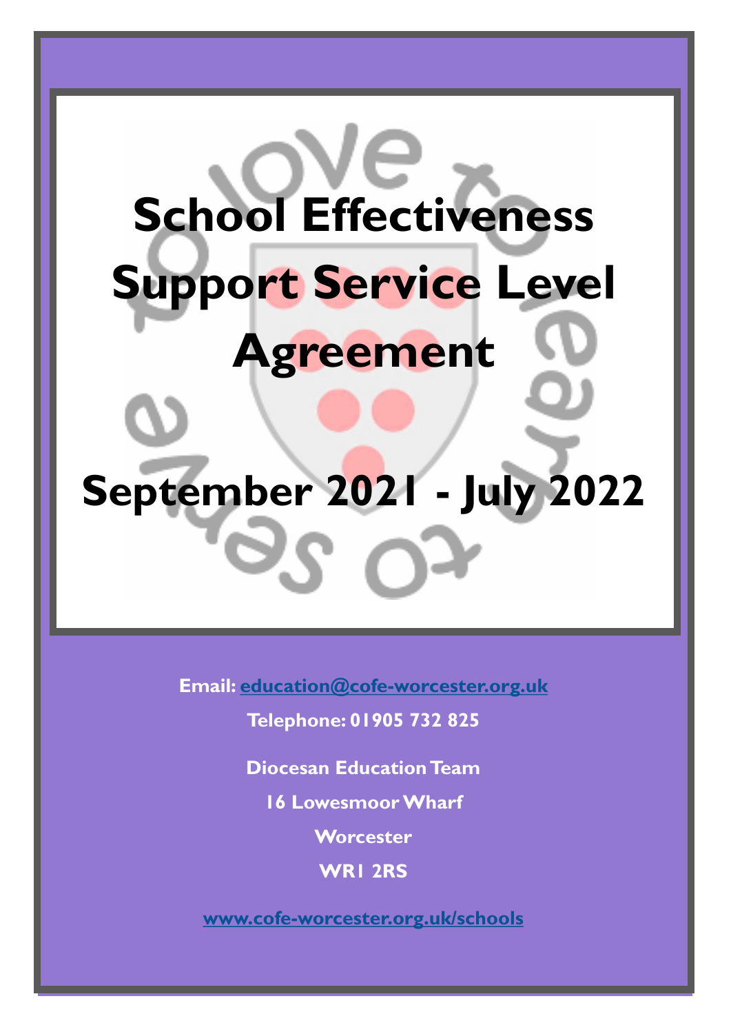# School Effectiveness Support Service Level Agreement

# September 2021 - July 2022

**Email: [education@cofe-worcester.org.uk](mailto:education@cofe-worcester.org.uk)**

**Telephone: 01905 732 825**

**Diocesan Education Team**

**16 Lowesmoor Wharf**

**Worcester**

**WR1 2RS**

**[www.cofe-worcester.org.uk/schools](http://www.cofe-worcester.org.uk/schools)**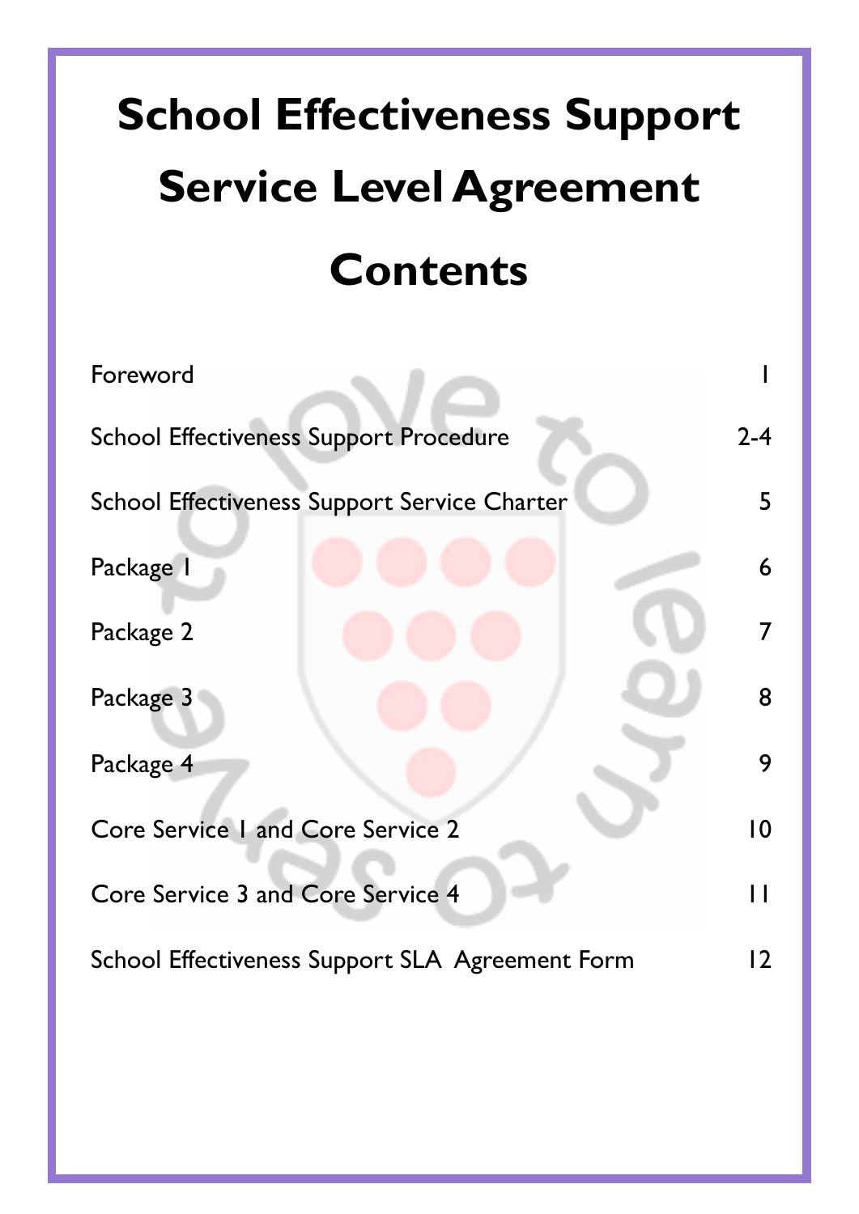# School Effectiveness Support Service Level Agreement

# Contents

| | |
|---|---|
| Foreword | 1 |
| School Effectiveness Support Procedure | 2-4 |
| School Effectiveness Support Service Charter | 5 |
| Package 1 | 6 |
| Package 2 | 7 |
| Package 3 | 8 |
| Package 4 | 9 |
| Core Service 1 and Core Service 2 | 10 |
| Core Service 3 and Core Service 4 | 11 |
| School Effectiveness Support SLA Agreement Form | 12 |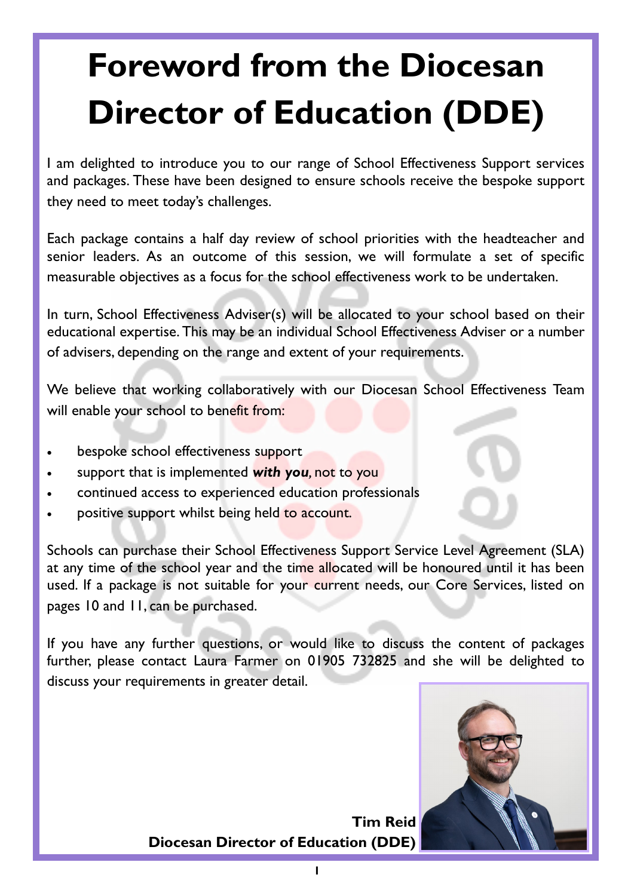# Foreword from the Diocesan Director of Education (DDE)

I am delighted to introduce you to our range of School Effectiveness Support services and packages. These have been designed to ensure schools receive the bespoke support they need to meet today's challenges.

Each package contains a half day review of school priorities with the headteacher and senior leaders. As an outcome of this session, we will formulate a set of specific measurable objectives as a focus for the school effectiveness work to be undertaken.

In turn, School Effectiveness Adviser(s) will be allocated to your school based on their educational expertise. This may be an individual School Effectiveness Adviser or a number of advisers, depending on the range and extent of your requirements.

We believe that working collaboratively with our Diocesan School Effectiveness Team will enable your school to benefit from:

- bespoke school effectiveness support
- support that is implemented ***with you,*** not to you
- continued access to experienced education professionals
- positive support whilst being held to account.

Schools can purchase their School Effectiveness Support Service Level Agreement (SLA) at any time of the school year and the time allocated will be honoured until it has been used. If a package is not suitable for your current needs, our Core Services, listed on pages 10 and 11, can be purchased.

If you have any further questions, or would like to discuss the content of packages further, please contact Laura Farmer on 01905 732825 and she will be delighted to discuss your requirements in greater detail.

**Tim Reid**
**Diocesan Director of Education (DDE)**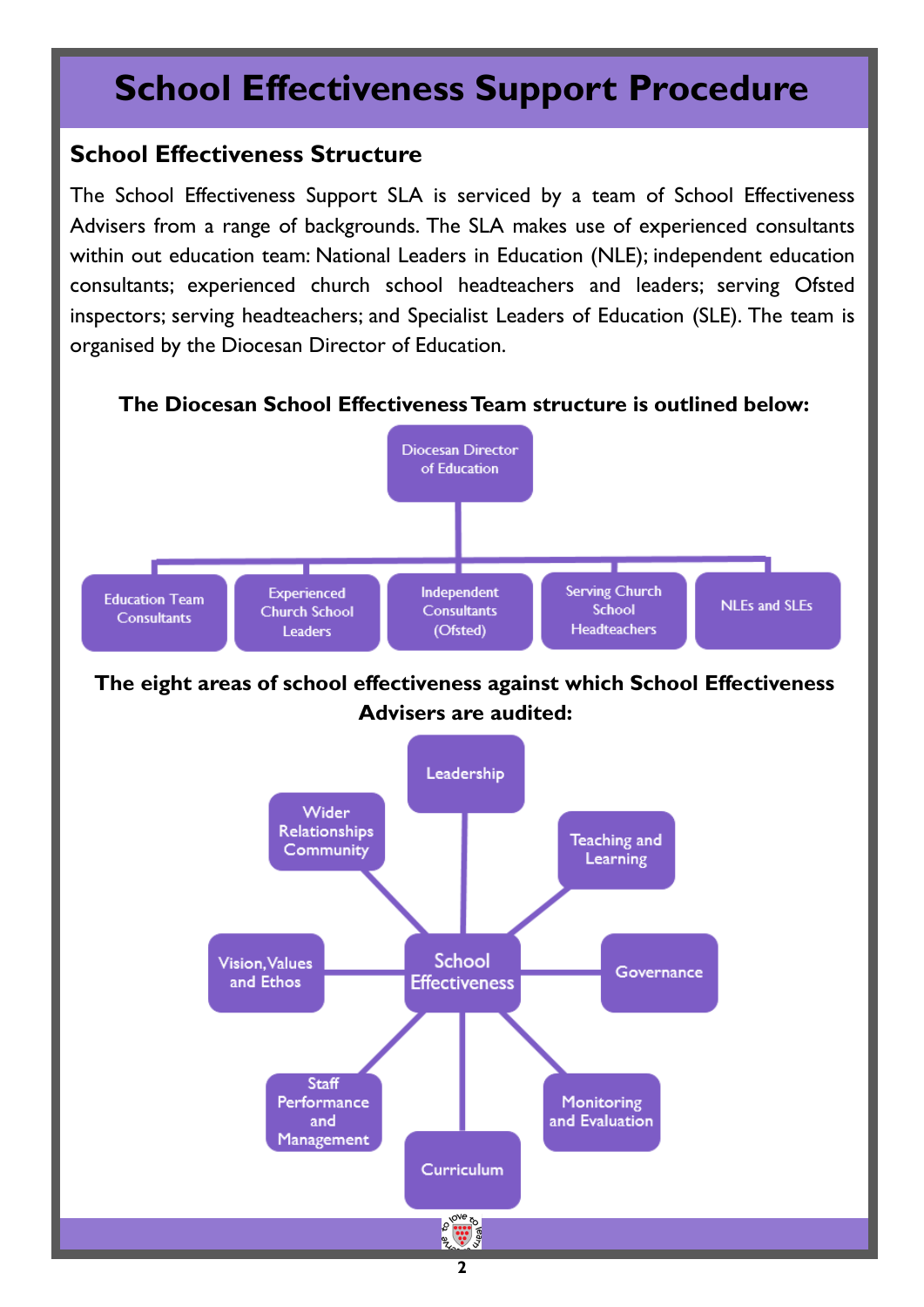# School Effectiveness Support Procedure

## School Effectiveness Structure

The School Effectiveness Support SLA is serviced by a team of School Effectiveness Advisers from a range of backgrounds. The SLA makes use of experienced consultants within out education team: National Leaders in Education (NLE); independent education consultants; experienced church school headteachers and leaders; serving Ofsted inspectors; serving headteachers; and Specialist Leaders of Education (SLE). The team is organised by the Diocesan Director of Education.

**The Diocesan School Effectiveness Team structure is outlined below:**

- Diocesan Director of Education
  - Education Team Consultants
  - Experienced Church School Leaders
  - Independent Consultants (Ofsted)
  - Serving Church School Headteachers
  - NLEs and SLEs

**The eight areas of school effectiveness against which School Effectiveness Advisers are audited:**

School Effectiveness:

- Leadership
- Teaching and Learning
- Governance
- Monitoring and Evaluation
- Curriculum
- Staff Performance and Management
- Vision, Values and Ethos
- Wider Relationships Community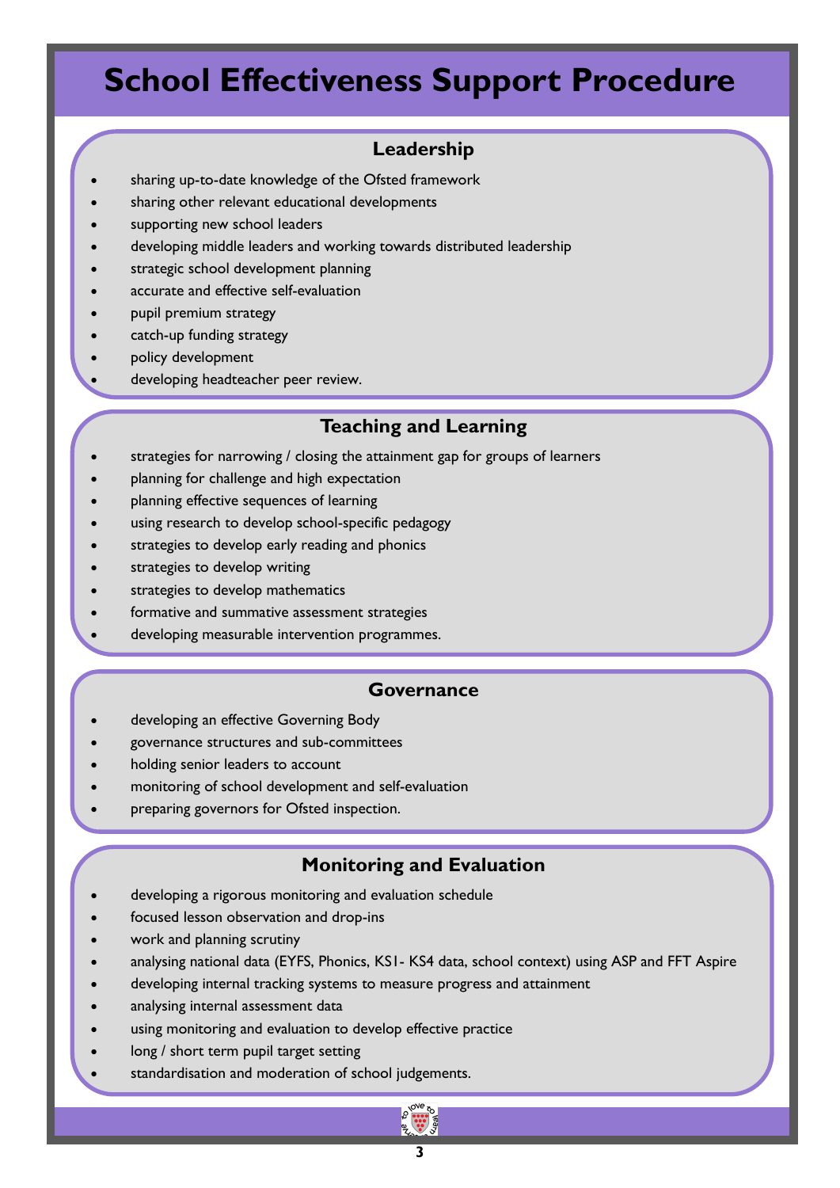# School Effectiveness Support Procedure

## Leadership

- sharing up-to-date knowledge of the Ofsted framework
- sharing other relevant educational developments
- supporting new school leaders
- developing middle leaders and working towards distributed leadership
- strategic school development planning
- accurate and effective self-evaluation
- pupil premium strategy
- catch-up funding strategy
- policy development
- developing headteacher peer review.

## Teaching and Learning

- strategies for narrowing / closing the attainment gap for groups of learners
- planning for challenge and high expectation
- planning effective sequences of learning
- using research to develop school-specific pedagogy
- strategies to develop early reading and phonics
- strategies to develop writing
- strategies to develop mathematics
- formative and summative assessment strategies
- developing measurable intervention programmes.

## Governance

- developing an effective Governing Body
- governance structures and sub-committees
- holding senior leaders to account
- monitoring of school development and self-evaluation
- preparing governors for Ofsted inspection.

## Monitoring and Evaluation

- developing a rigorous monitoring and evaluation schedule
- focused lesson observation and drop-ins
- work and planning scrutiny
- analysing national data (EYFS, Phonics, KS1- KS4 data, school context) using ASP and FFT Aspire
- developing internal tracking systems to measure progress and attainment
- analysing internal assessment data
- using monitoring and evaluation to develop effective practice
- long / short term pupil target setting
- standardisation and moderation of school judgements.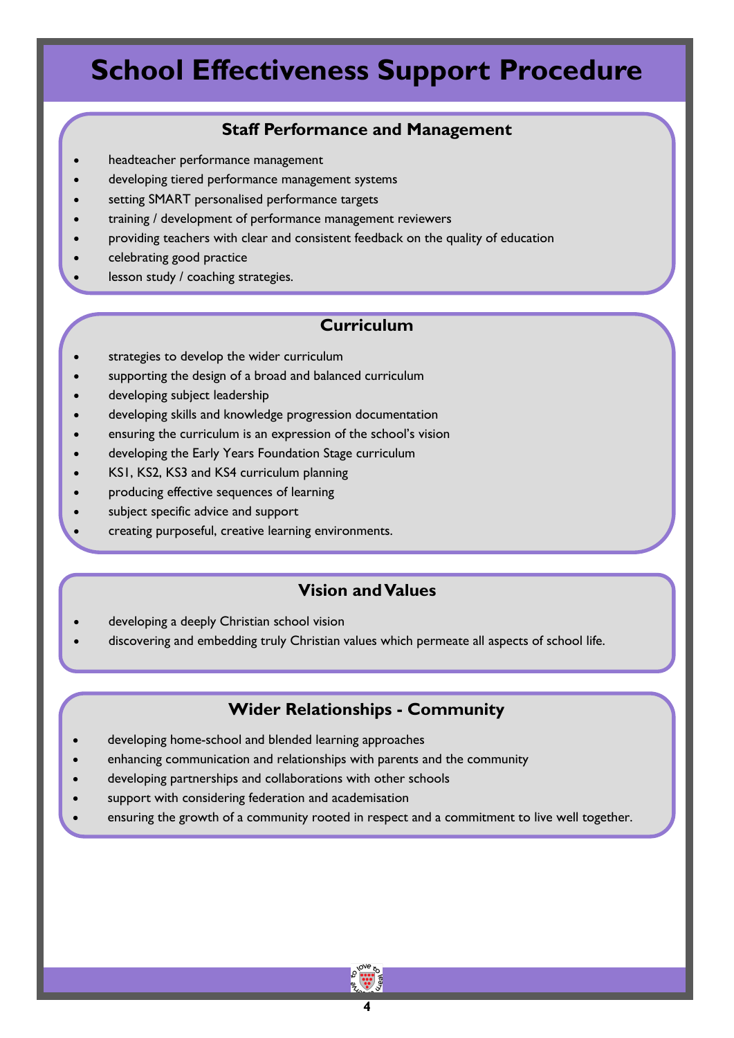# School Effectiveness Support Procedure

## Staff Performance and Management

- headteacher performance management
- developing tiered performance management systems
- setting SMART personalised performance targets
- training / development of performance management reviewers
- providing teachers with clear and consistent feedback on the quality of education
- celebrating good practice
- lesson study / coaching strategies.

## Curriculum

- strategies to develop the wider curriculum
- supporting the design of a broad and balanced curriculum
- developing subject leadership
- developing skills and knowledge progression documentation
- ensuring the curriculum is an expression of the school's vision
- developing the Early Years Foundation Stage curriculum
- KS1, KS2, KS3 and KS4 curriculum planning
- producing effective sequences of learning
- subject specific advice and support
- creating purposeful, creative learning environments.

## Vision and Values

- developing a deeply Christian school vision
- discovering and embedding truly Christian values which permeate all aspects of school life.

## Wider Relationships - Community

- developing home-school and blended learning approaches
- enhancing communication and relationships with parents and the community
- developing partnerships and collaborations with other schools
- support with considering federation and academisation
- ensuring the growth of a community rooted in respect and a commitment to live well together.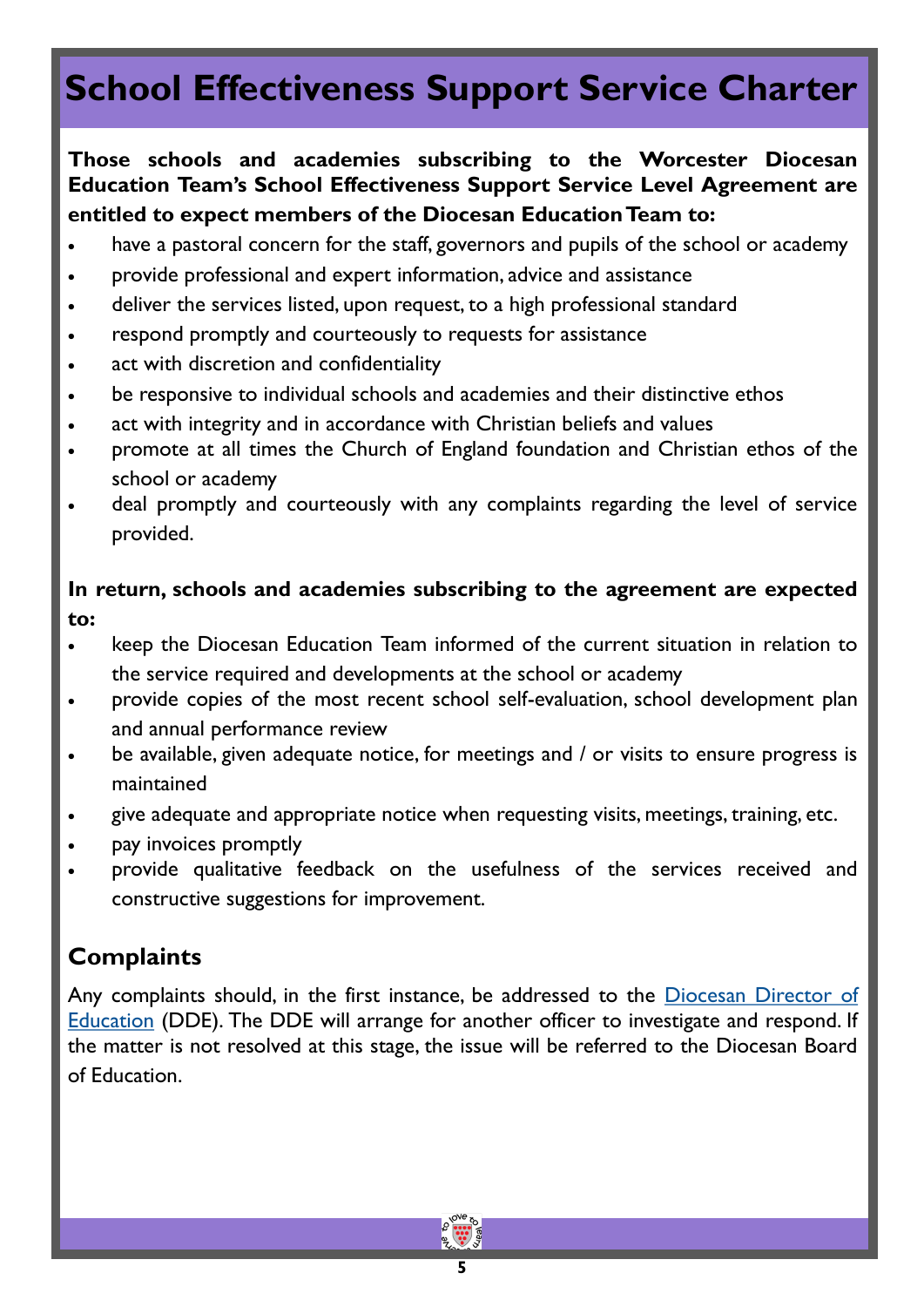# School Effectiveness Support Service Charter

**Those schools and academies subscribing to the Worcester Diocesan Education Team's School Effectiveness Support Service Level Agreement are entitled to expect members of the Diocesan Education Team to:**

- have a pastoral concern for the staff, governors and pupils of the school or academy
- provide professional and expert information, advice and assistance
- deliver the services listed, upon request, to a high professional standard
- respond promptly and courteously to requests for assistance
- act with discretion and confidentiality
- be responsive to individual schools and academies and their distinctive ethos
- act with integrity and in accordance with Christian beliefs and values
- promote at all times the Church of England foundation and Christian ethos of the school or academy
- deal promptly and courteously with any complaints regarding the level of service provided.

**In return, schools and academies subscribing to the agreement are expected to:**

- keep the Diocesan Education Team informed of the current situation in relation to the service required and developments at the school or academy
- provide copies of the most recent school self-evaluation, school development plan and annual performance review
- be available, given adequate notice, for meetings and / or visits to ensure progress is maintained
- give adequate and appropriate notice when requesting visits, meetings, training, etc.
- pay invoices promptly
- provide qualitative feedback on the usefulness of the services received and constructive suggestions for improvement.

## Complaints

Any complaints should, in the first instance, be addressed to the Diocesan Director of Education (DDE). The DDE will arrange for another officer to investigate and respond. If the matter is not resolved at this stage, the issue will be referred to the Diocesan Board of Education.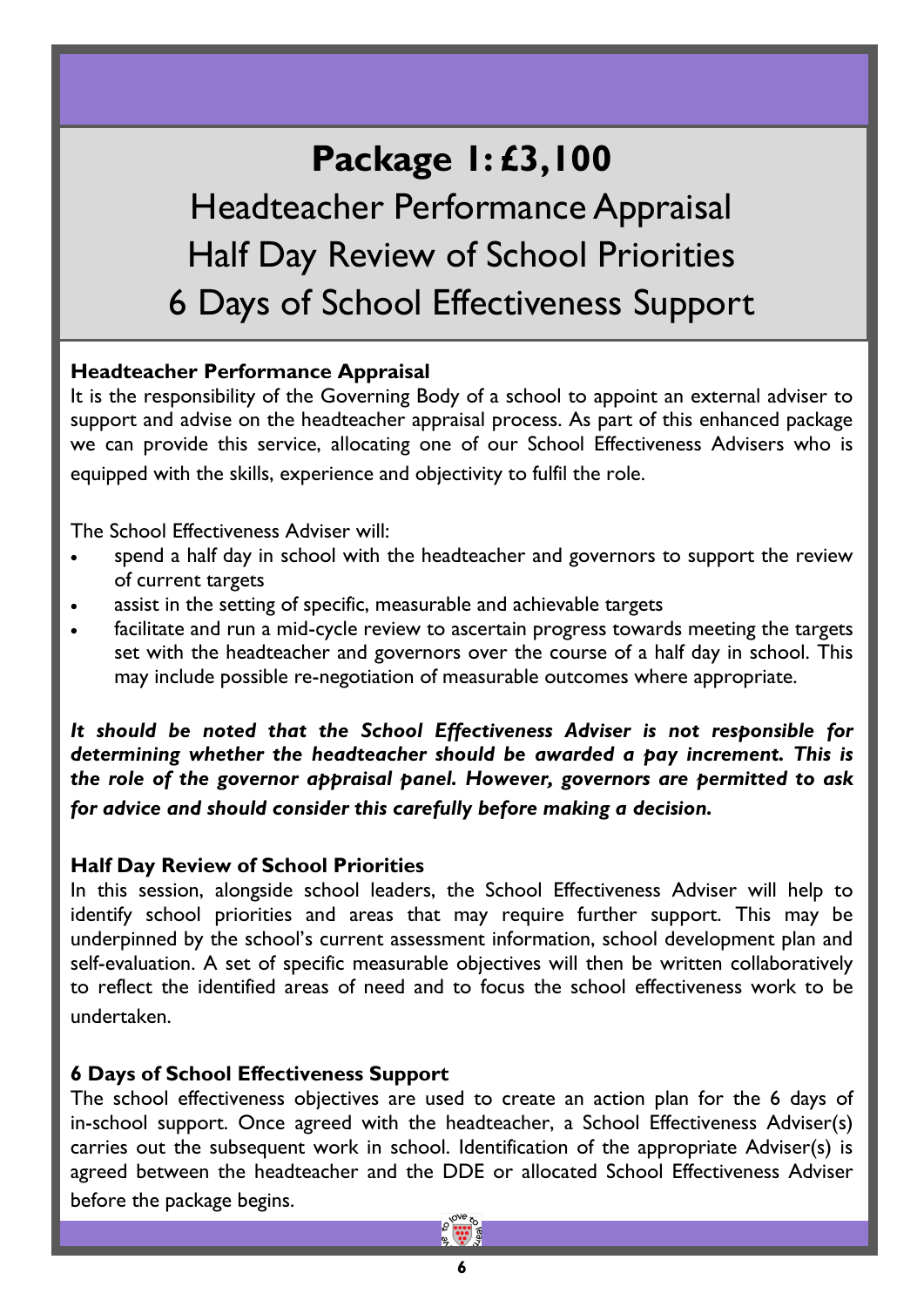# Package 1: £3,100

## Headteacher Performance Appraisal
## Half Day Review of School Priorities
## 6 Days of School Effectiveness Support

### Headteacher Performance Appraisal

It is the responsibility of the Governing Body of a school to appoint an external adviser to support and advise on the headteacher appraisal process. As part of this enhanced package we can provide this service, allocating one of our School Effectiveness Advisers who is equipped with the skills, experience and objectivity to fulfil the role.

The School Effectiveness Adviser will:

- spend a half day in school with the headteacher and governors to support the review of current targets
- assist in the setting of specific, measurable and achievable targets
- facilitate and run a mid-cycle review to ascertain progress towards meeting the targets set with the headteacher and governors over the course of a half day in school. This may include possible re-negotiation of measurable outcomes where appropriate.

***It should be noted that the School Effectiveness Adviser is not responsible for determining whether the headteacher should be awarded a pay increment. This is the role of the governor appraisal panel. However, governors are permitted to ask for advice and should consider this carefully before making a decision.***

### Half Day Review of School Priorities

In this session, alongside school leaders, the School Effectiveness Adviser will help to identify school priorities and areas that may require further support. This may be underpinned by the school's current assessment information, school development plan and self-evaluation. A set of specific measurable objectives will then be written collaboratively to reflect the identified areas of need and to focus the school effectiveness work to be undertaken.

### 6 Days of School Effectiveness Support

The school effectiveness objectives are used to create an action plan for the 6 days of in-school support. Once agreed with the headteacher, a School Effectiveness Adviser(s) carries out the subsequent work in school. Identification of the appropriate Adviser(s) is agreed between the headteacher and the DDE or allocated School Effectiveness Adviser before the package begins.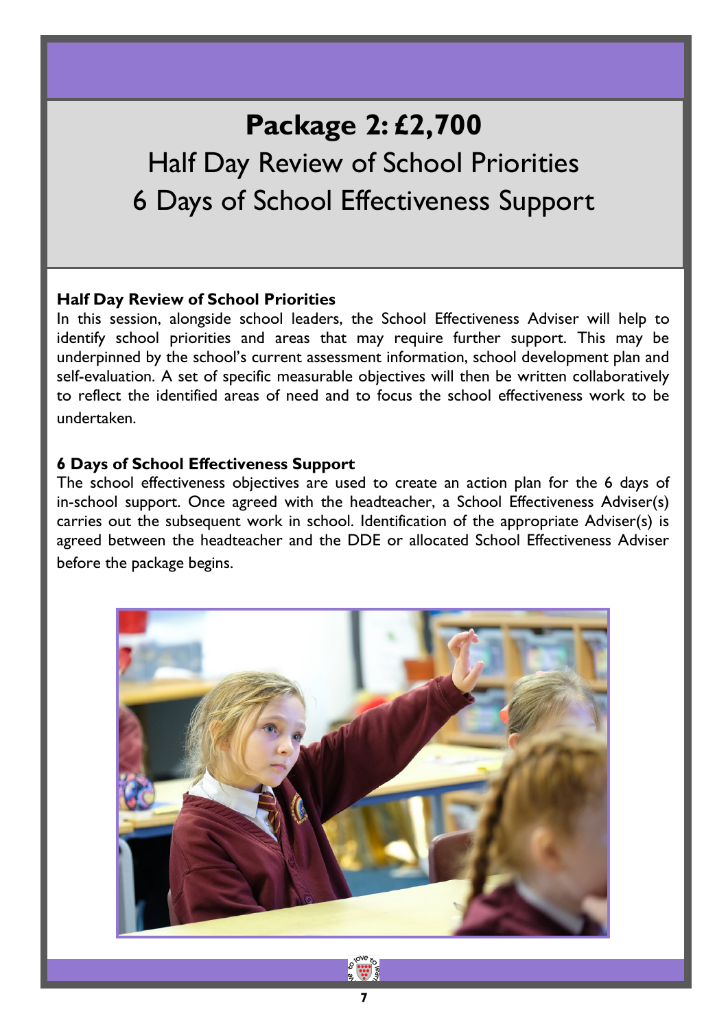# Package 2: £2,700

## Half Day Review of School Priorities
## 6 Days of School Effectiveness Support

**Half Day Review of School Priorities**

In this session, alongside school leaders, the School Effectiveness Adviser will help to identify school priorities and areas that may require further support. This may be underpinned by the school's current assessment information, school development plan and self-evaluation. A set of specific measurable objectives will then be written collaboratively to reflect the identified areas of need and to focus the school effectiveness work to be undertaken.

**6 Days of School Effectiveness Support**

The school effectiveness objectives are used to create an action plan for the 6 days of in-school support. Once agreed with the headteacher, a School Effectiveness Adviser(s) carries out the subsequent work in school. Identification of the appropriate Adviser(s) is agreed between the headteacher and the DDE or allocated School Effectiveness Adviser before the package begins.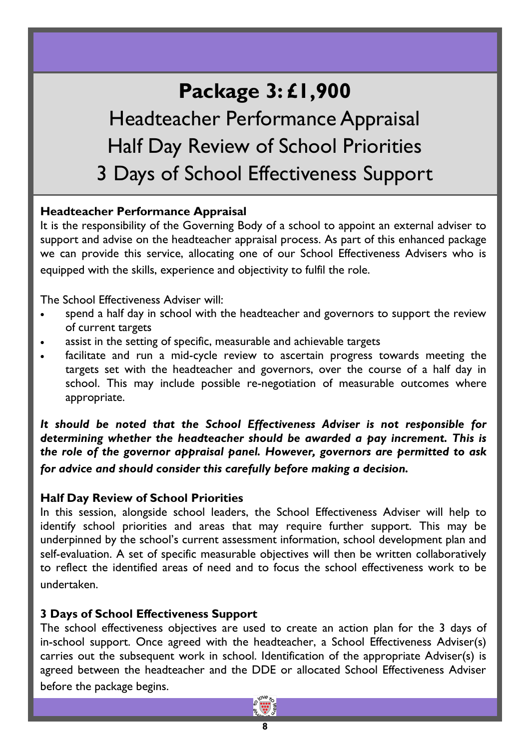# Package 3: £1,900

## Headteacher Performance Appraisal
## Half Day Review of School Priorities
## 3 Days of School Effectiveness Support

### Headteacher Performance Appraisal

It is the responsibility of the Governing Body of a school to appoint an external adviser to support and advise on the headteacher appraisal process. As part of this enhanced package we can provide this service, allocating one of our School Effectiveness Advisers who is equipped with the skills, experience and objectivity to fulfil the role.

The School Effectiveness Adviser will:

- spend a half day in school with the headteacher and governors to support the review of current targets
- assist in the setting of specific, measurable and achievable targets
- facilitate and run a mid-cycle review to ascertain progress towards meeting the targets set with the headteacher and governors, over the course of a half day in school. This may include possible re-negotiation of measurable outcomes where appropriate.

***It should be noted that the School Effectiveness Adviser is not responsible for determining whether the headteacher should be awarded a pay increment. This is the role of the governor appraisal panel. However, governors are permitted to ask for advice and should consider this carefully before making a decision.***

### Half Day Review of School Priorities

In this session, alongside school leaders, the School Effectiveness Adviser will help to identify school priorities and areas that may require further support. This may be underpinned by the school's current assessment information, school development plan and self-evaluation. A set of specific measurable objectives will then be written collaboratively to reflect the identified areas of need and to focus the school effectiveness work to be undertaken.

### 3 Days of School Effectiveness Support

The school effectiveness objectives are used to create an action plan for the 3 days of in-school support. Once agreed with the headteacher, a School Effectiveness Adviser(s) carries out the subsequent work in school. Identification of the appropriate Adviser(s) is agreed between the headteacher and the DDE or allocated School Effectiveness Adviser before the package begins.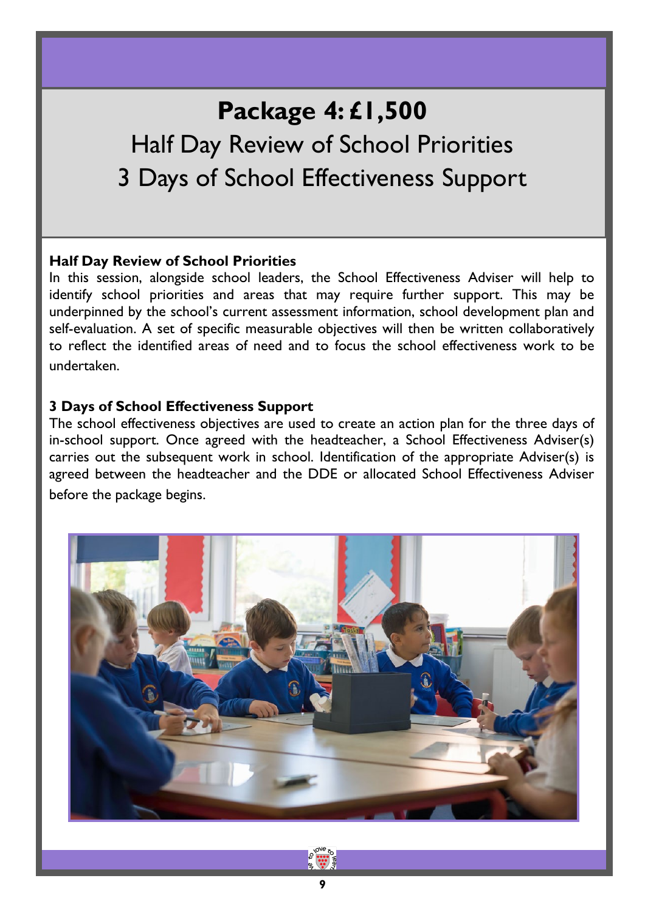# Package 4: £1,500

## Half Day Review of School Priorities
## 3 Days of School Effectiveness Support

**Half Day Review of School Priorities**

In this session, alongside school leaders, the School Effectiveness Adviser will help to identify school priorities and areas that may require further support. This may be underpinned by the school's current assessment information, school development plan and self-evaluation. A set of specific measurable objectives will then be written collaboratively to reflect the identified areas of need and to focus the school effectiveness work to be undertaken.

**3 Days of School Effectiveness Support**

The school effectiveness objectives are used to create an action plan for the three days of in-school support. Once agreed with the headteacher, a School Effectiveness Adviser(s) carries out the subsequent work in school. Identification of the appropriate Adviser(s) is agreed between the headteacher and the DDE or allocated School Effectiveness Adviser before the package begins.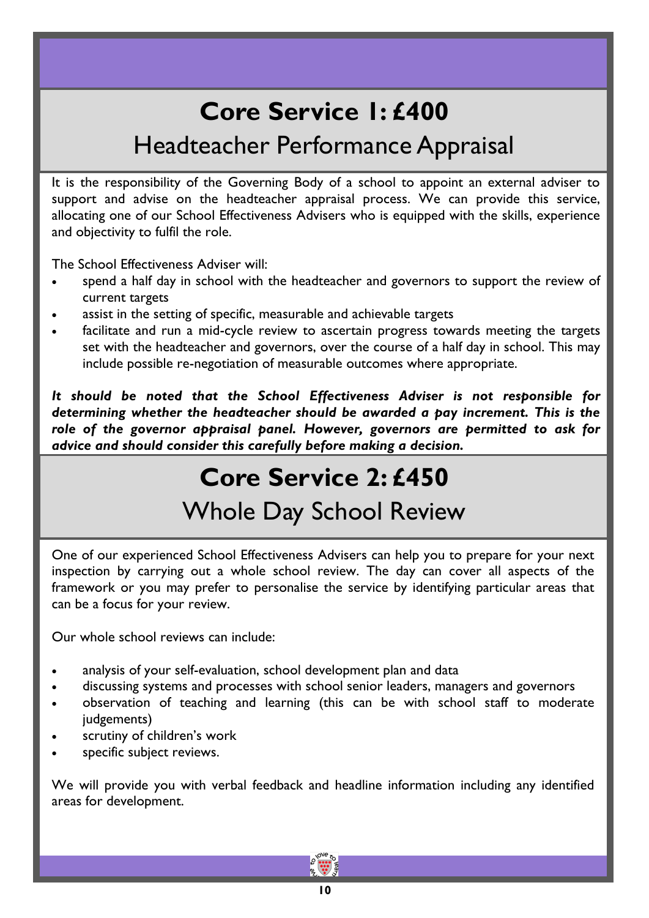# Core Service 1: £400

## Headteacher Performance Appraisal

It is the responsibility of the Governing Body of a school to appoint an external adviser to support and advise on the headteacher appraisal process. We can provide this service, allocating one of our School Effectiveness Advisers who is equipped with the skills, experience and objectivity to fulfil the role.

The School Effectiveness Adviser will:

- spend a half day in school with the headteacher and governors to support the review of current targets
- assist in the setting of specific, measurable and achievable targets
- facilitate and run a mid-cycle review to ascertain progress towards meeting the targets set with the headteacher and governors, over the course of a half day in school. This may include possible re-negotiation of measurable outcomes where appropriate.

***It should be noted that the School Effectiveness Adviser is not responsible for determining whether the headteacher should be awarded a pay increment. This is the role of the governor appraisal panel. However, governors are permitted to ask for advice and should consider this carefully before making a decision.***

# Core Service 2: £450

## Whole Day School Review

One of our experienced School Effectiveness Advisers can help you to prepare for your next inspection by carrying out a whole school review. The day can cover all aspects of the framework or you may prefer to personalise the service by identifying particular areas that can be a focus for your review.

Our whole school reviews can include:

- analysis of your self-evaluation, school development plan and data
- discussing systems and processes with school senior leaders, managers and governors
- observation of teaching and learning (this can be with school staff to moderate judgements)
- scrutiny of children's work
- specific subject reviews.

We will provide you with verbal feedback and headline information including any identified areas for development.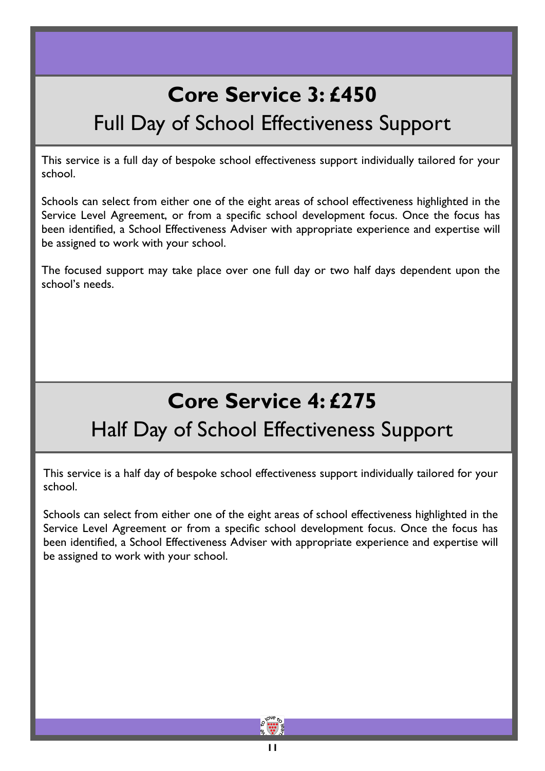# Core Service 3: £450

## Full Day of School Effectiveness Support

This service is a full day of bespoke school effectiveness support individually tailored for your school.

Schools can select from either one of the eight areas of school effectiveness highlighted in the Service Level Agreement, or from a specific school development focus. Once the focus has been identified, a School Effectiveness Adviser with appropriate experience and expertise will be assigned to work with your school.

The focused support may take place over one full day or two half days dependent upon the school's needs.

# Core Service 4: £275

## Half Day of School Effectiveness Support

This service is a half day of bespoke school effectiveness support individually tailored for your school.

Schools can select from either one of the eight areas of school effectiveness highlighted in the Service Level Agreement or from a specific school development focus. Once the focus has been identified, a School Effectiveness Adviser with appropriate experience and expertise will be assigned to work with your school.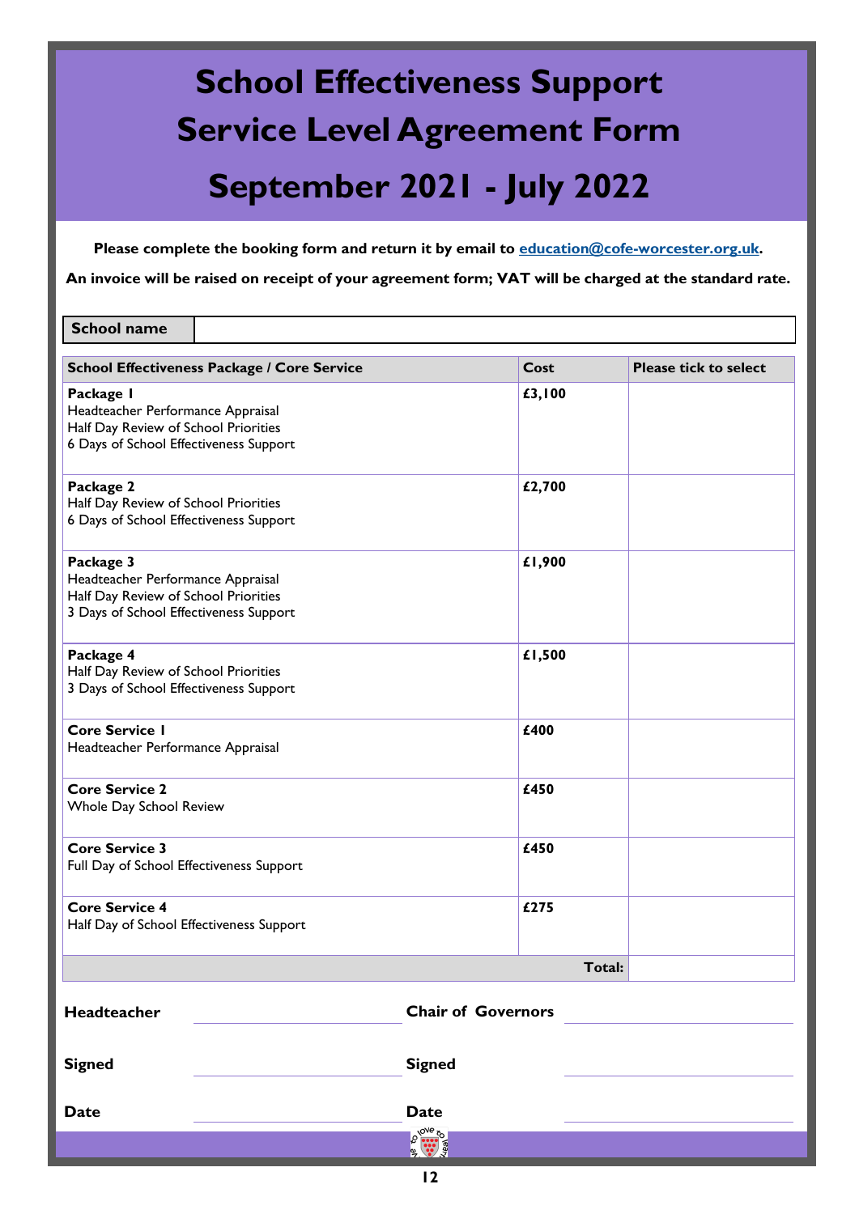# School Effectiveness Support Service Level Agreement Form

# September 2021 - July 2022

**Please complete the booking form and return it by email to [education@cofe-worcester.org.uk](mailto:education@cofe-worcester.org.uk).**

**An invoice will be raised on receipt of your agreement form; VAT will be charged at the standard rate.**

| **School name** | |
|---|---|

| **School Effectiveness Package / Core Service** | **Cost** | **Please tick to select** |
|---|---|---|
| **Package 1**<br>Headteacher Performance Appraisal<br>Half Day Review of School Priorities<br>6 Days of School Effectiveness Support | **£3,100** | |
| **Package 2**<br>Half Day Review of School Priorities<br>6 Days of School Effectiveness Support | **£2,700** | |
| **Package 3**<br>Headteacher Performance Appraisal<br>Half Day Review of School Priorities<br>3 Days of School Effectiveness Support | **£1,900** | |
| **Package 4**<br>Half Day Review of School Priorities<br>3 Days of School Effectiveness Support | **£1,500** | |
| **Core Service 1**<br>Headteacher Performance Appraisal | **£400** | |
| **Core Service 2**<br>Whole Day School Review | **£450** | |
| **Core Service 3**<br>Full Day of School Effectiveness Support | **£450** | |
| **Core Service 4**<br>Half Day of School Effectiveness Support | **£275** | |
| | **Total:** | |

| | | | |
|---|---|---|---|
| **Headteacher** | | **Chair of Governors** | |
| **Signed** | | **Signed** | |
| **Date** | | **Date** | |